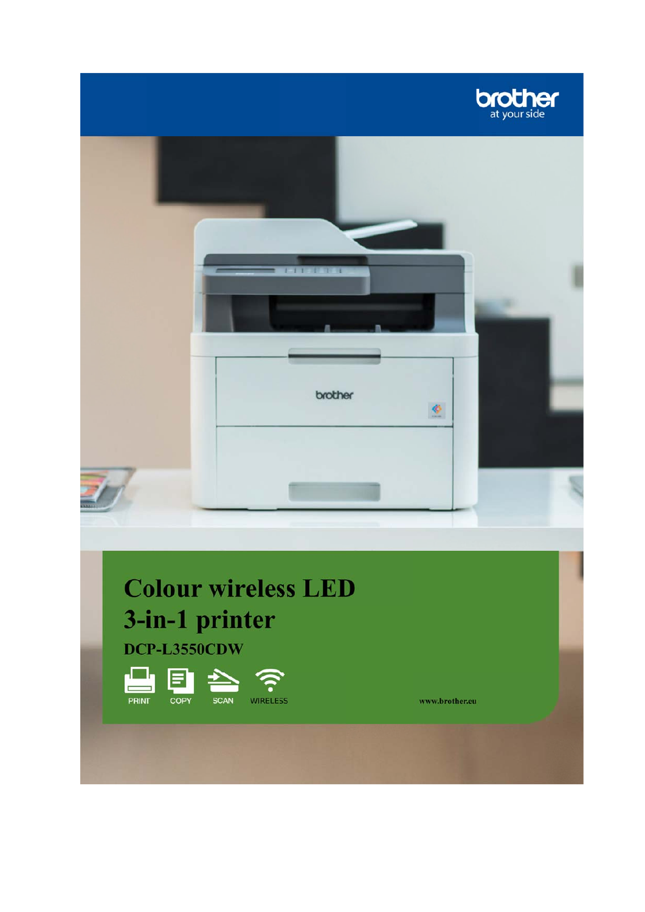brother
at your side

# Colour wireless LED 3-in-1 printer

## DCP-L3550CDW

PRINT COPY SCAN WIRELESS

www.brother.eu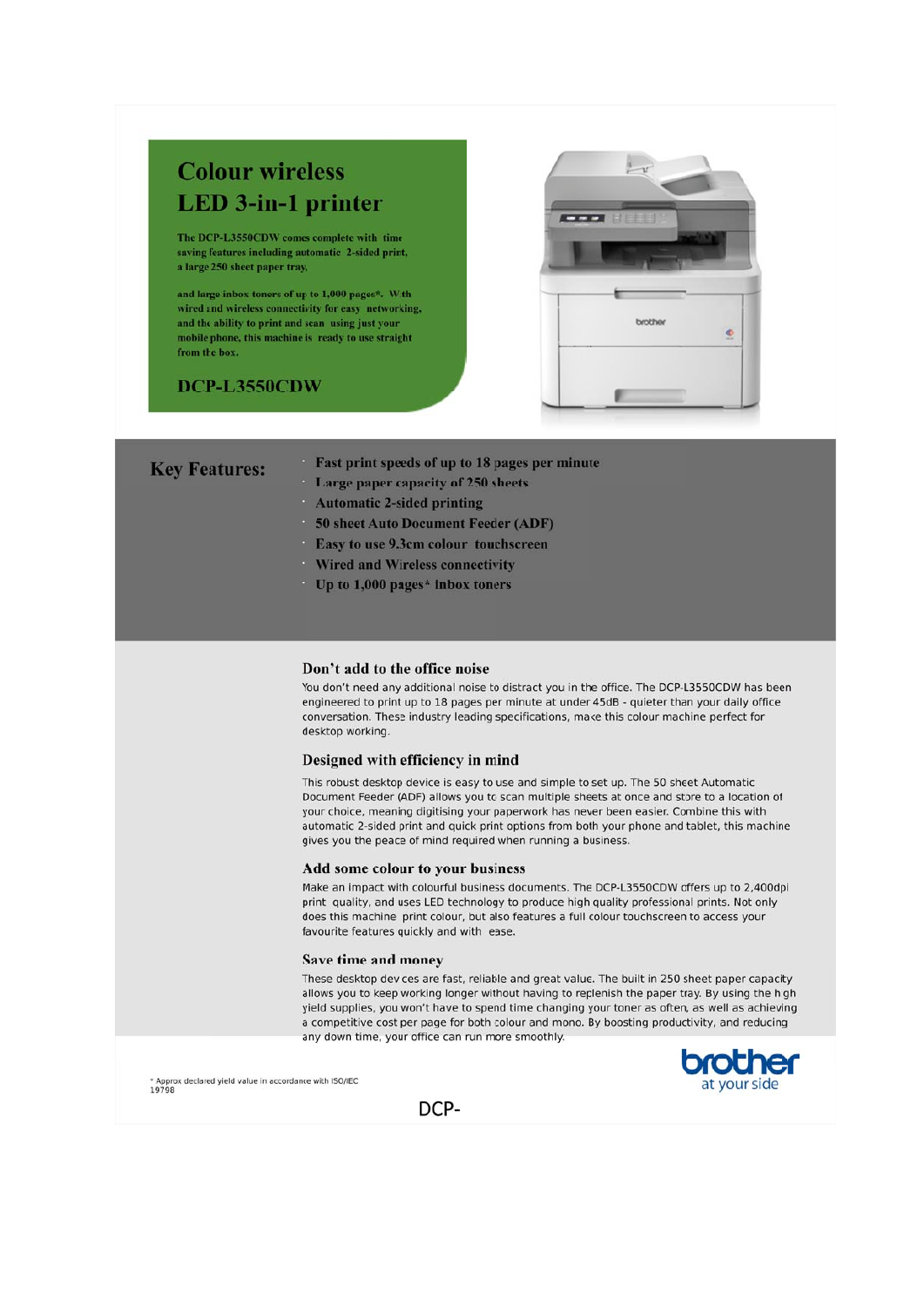# Colour wireless LED 3-in-1 printer

The DCP-L3550CDW comes complete with time saving features including automatic 2-sided print, a large 250 sheet paper tray,

and large inbox toners of up to 1,000 pages*. With wired and wireless connectivity for easy networking, and the ability to print and scan using just your mobile phone, this machine is ready to use straight from the box.

## DCP-L3550CDW

## Key Features:

- Fast print speeds of up to 18 pages per minute
- Large paper capacity of 250 sheets
- Automatic 2-sided printing
- 50 sheet Auto Document Feeder (ADF)
- Easy to use 9.3cm colour touchscreen
- Wired and Wireless connectivity
- Up to 1,000 pages* inbox toners

### Don't add to the office noise

You don't need any additional noise to distract you in the office. The DCP-L3550CDW has been engineered to print up to 18 pages per minute at under 45dB - quieter than your daily office conversation. These industry leading specifications, make this colour machine perfect for desktop working.

### Designed with efficiency in mind

This robust desktop device is easy to use and simple to set up. The 50 sheet Automatic Document Feeder (ADF) allows you to scan multiple sheets at once and store to a location of your choice, meaning digitising your paperwork has never been easier. Combine this with automatic 2-sided print and quick print options from both your phone and tablet, this machine gives you the peace of mind required when running a business.

### Add some colour to your business

Make an impact with colourful business documents. The DCP-L3550CDW offers up to 2,400dpi print quality, and uses LED technology to produce high quality professional prints. Not only does this machine print colour, but also features a full colour touchscreen to access your favourite features quickly and with ease.

### Save time and money

These desktop devices are fast, reliable and great value. The built in 250 sheet paper capacity allows you to keep working longer without having to replenish the paper tray. By using the high yield supplies, you won't have to spend time changing your toner as often, as well as achieving a competitive cost per page for both colour and mono. By boosting productivity, and reducing any down time, your office can run more smoothly.

\* Approx declared yield value in accordance with ISO/IEC 19798

brother at your side

DCP-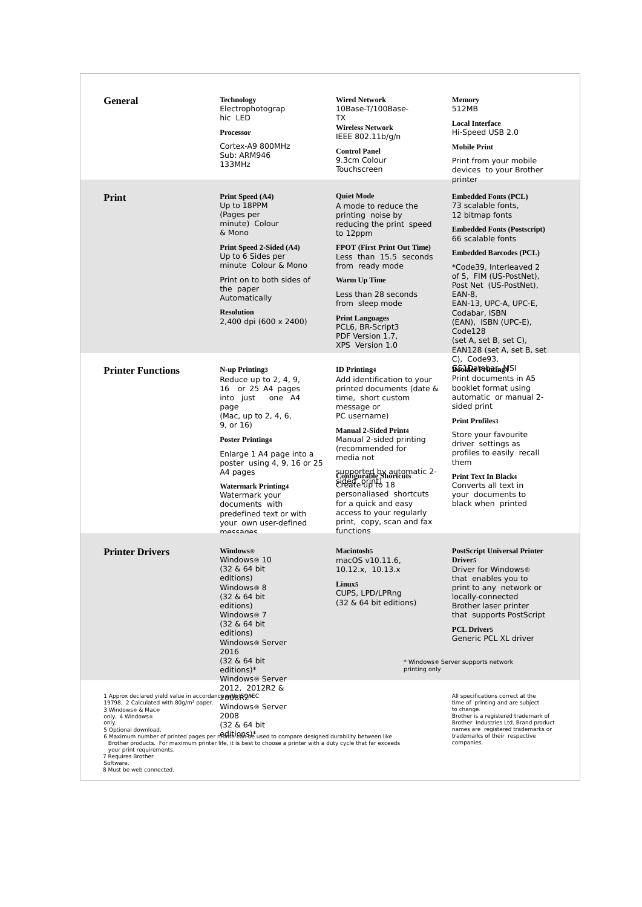## General

**Technology**
Electrophotographic LED

**Processor**
Cortex-A9 800MHz
Sub: ARM946 133MHz

**Wired Network**
10Base-T/100Base-TX

**Wireless Network**
IEEE 802.11b/g/n

**Control Panel**
9.3cm Colour Touchscreen

**Memory**
512MB

**Local Interface**
Hi-Speed USB 2.0

**Mobile Print**
Print from your mobile devices to your Brother printer

## Print

**Print Speed (A4)**
Up to 18PPM (Pages per minute) Colour & Mono

**Print Speed 2-Sided (A4)**
Up to 6 Sides per minute Colour & Mono

Print on to both sides of the paper Automatically

**Resolution**
2,400 dpi (600 x 2400)

**Quiet Mode**
A mode to reduce the printing noise by reducing the print speed to 12ppm

**FPOT (First Print Out Time)**
Less than 15.5 seconds from ready mode

**Warm Up Time**
Less than 28 seconds from sleep mode

**Print Languages**
PCL6, BR-Script3
PDF Version 1.7,
XPS Version 1.0

**Embedded Fonts (PCL)**
73 scalable fonts,
12 bitmap fonts

**Embedded Fonts (Postscript)**
66 scalable fonts

**Embedded Barcodes (PCL)**
*Code39, Interleaved 2 of 5, FIM (US-PostNet), Post Net (US-PostNet), EAN-8, EAN-13, UPC-A, UPC-E, Codabar, ISBN (EAN), ISBN (UPC-E), Code128 (set A, set B, set C), EAN128 (set A, set B, set C), Code93, GS1Databar, MSI

## Printer Functions

**N-up Printing[3]**
Reduce up to 2, 4, 9, 16 or 25 A4 pages into just one A4 page
(Mac, up to 2, 4, 6, 9, or 16)

**Poster Printing[4]**
Enlarge 1 A4 page into a poster using 4, 9, 16 or 25 A4 pages

**Watermark Printing[4]**
Watermark your documents with predefined text or with your own user-defined messages

**ID Printing[4]**
Add identification to your printed documents (date & time, short custom message or PC username)

**Manual 2-Sided Print[4]**
Manual 2-sided printing (recommended for media not supported by automatic 2-sided print)

**Configurable Shortcuts**
Create up to 18 personaliased shortcuts for a quick and easy access to your regularly print, copy, scan and fax functions

**Booklet Printing[4]**
Print documents in A5 booklet format using automatic or manual 2-sided print

**Print Profiles[3]**
Store your favourite driver settings as profiles to easily recall them

**Print Text In Black[4]**
Converts all text in your documents to black when printed

## Printer Drivers

**Windows®**
Windows® 10 (32 & 64 bit editions)
Windows® 8 (32 & 64 bit editions)
Windows® 7 (32 & 64 bit editions)
Windows® Server 2016 (32 & 64 bit editions)*
Windows® Server 2012, 2012R2 & 2008R2*
Windows® Server 2008 (32 & 64 bit editions)*

**Macintosh[5]**
macOS v10.11.6, 10.12.x, 10.13.x

**Linux[5]**
CUPS, LPD/LPRng
(32 & 64 bit editions)

**PostScript Universal Printer Driver[5]**
Driver for Windows® that enables you to print to any network or locally-connected Brother laser printer that supports PostScript

**PCL Driver[5]**
Generic PCL XL driver

* Windows® Server supports network printing only

1 Approx declared yield value in accordance with ISO/IEC 19798. 2 Calculated with 80g/m² paper.
3 Windows® & Mac® only. 4 Windows® only.
5 Optional download.
6 Maximum number of printed pages per month can be used to compare designed durability between like Brother products. For maximum printer life, it is best to choose a printer with a duty cycle that far exceeds your print requirements.
7 Requires Brother Software.
8 Must be web connected.

All specifications correct at the time of printing and are subject to change.
Brother is a registered trademark of Brother Industries Ltd. Brand product names are registered trademarks or trademarks of their respective companies.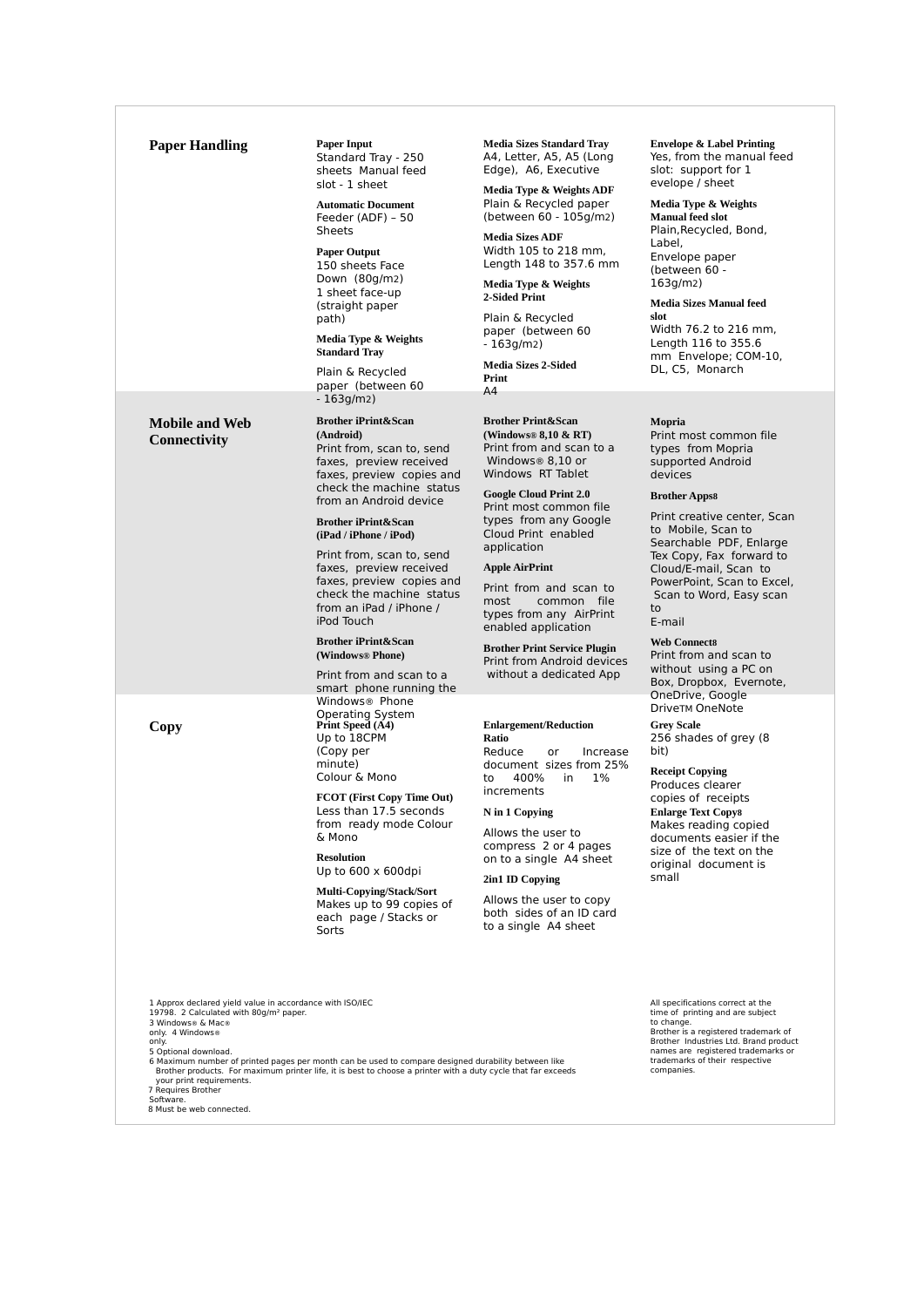## Paper Handling

**Paper Input**
Standard Tray - 250 sheets Manual feed slot - 1 sheet

**Automatic Document Feeder (ADF) – 50 Sheets**

**Paper Output**
150 sheets Face Down (80g/m2)
1 sheet face-up (straight paper path)

**Media Type & Weights Standard Tray**
Plain & Recycled paper (between 60 - 163g/m2)

**Media Sizes Standard Tray**
A4, Letter, A5, A5 (Long Edge), A6, Executive

**Media Type & Weights ADF**
Plain & Recycled paper (between 60 - 105g/m2)

**Media Sizes ADF**
Width 105 to 218 mm, Length 148 to 357.6 mm

**Media Type & Weights 2-Sided Print**
Plain & Recycled paper (between 60 - 163g/m2)

**Media Sizes 2-Sided Print**
A4

**Envelope & Label Printing**
Yes, from the manual feed slot: support for 1 evelope / sheet

**Media Type & Weights Manual feed slot**
Plain,Recycled, Bond, Label,
Envelope paper (between 60 - 163g/m2)

**Media Sizes Manual feed slot**
Width 76.2 to 216 mm, Length 116 to 355.6 mm Envelope; COM-10, DL, C5, Monarch

## Mobile and Web Connectivity

**Brother iPrint&Scan (Android)**
Print from, scan to, send faxes, preview received faxes, preview copies and check the machine status from an Android device

**Brother iPrint&Scan (iPad / iPhone / iPod)**
Print from, scan to, send faxes, preview received faxes, preview copies and check the machine status from an iPad / iPhone / iPod Touch

**Brother iPrint&Scan (Windows® Phone)**
Print from and scan to a smart phone running the Windows® Phone Operating System

**Brother Print&Scan (Windows® 8,10 & RT)**
Print from and scan to a Windows® 8,10 or Windows RT Tablet

**Google Cloud Print 2.0**
Print most common file types from any Google Cloud Print enabled application

**Apple AirPrint**
Print from and scan to most common file types from any AirPrint enabled application

**Brother Print Service Plugin**
Print from Android devices without a dedicated App

**Mopria**
Print most common file types from Mopria supported Android devices

**Brother Apps8**
Print creative center, Scan to Mobile, Scan to Searchable PDF, Enlarge Tex Copy, Fax forward to Cloud/E-mail, Scan to PowerPoint, Scan to Excel, Scan to Word, Easy scan to
E-mail

**Web Connect8**
Print from and scan to without using a PC on Box, Dropbox, Evernote, OneDrive, Google DriveTM OneNote

## Copy

**Print Speed (A4)**
Up to 18CPM (Copy per minute)
Colour & Mono

**FCOT (First Copy Time Out)**
Less than 17.5 seconds from ready mode Colour & Mono

**Resolution**
Up to 600 x 600dpi

**Multi-Copying/Stack/Sort**
Makes up to 99 copies of each page / Stacks or Sorts

**Enlargement/Reduction Ratio**
Reduce or Increase document sizes from 25% to 400% in 1% increments

**N in 1 Copying**
Allows the user to compress 2 or 4 pages on to a single A4 sheet

**2in1 ID Copying**
Allows the user to copy both sides of an ID card to a single A4 sheet

**Grey Scale**
256 shades of grey (8 bit)

**Receipt Copying**
Produces clearer copies of receipts

**Enlarge Text Copy8**
Makes reading copied documents easier if the size of the text on the original document is small

1 Approx declared yield value in accordance with ISO/IEC 19798. 2 Calculated with 80g/m² paper.
3 Windows® & Mac® only. 4 Windows® only.
5 Optional download.
6 Maximum number of printed pages per month can be used to compare designed durability between like Brother products. For maximum printer life, it is best to choose a printer with a duty cycle that far exceeds your print requirements.
7 Requires Brother Software.
8 Must be web connected.

All specifications correct at the time of printing and are subject to change.
Brother is a registered trademark of Brother Industries Ltd. Brand product names are registered trademarks or trademarks of their respective companies.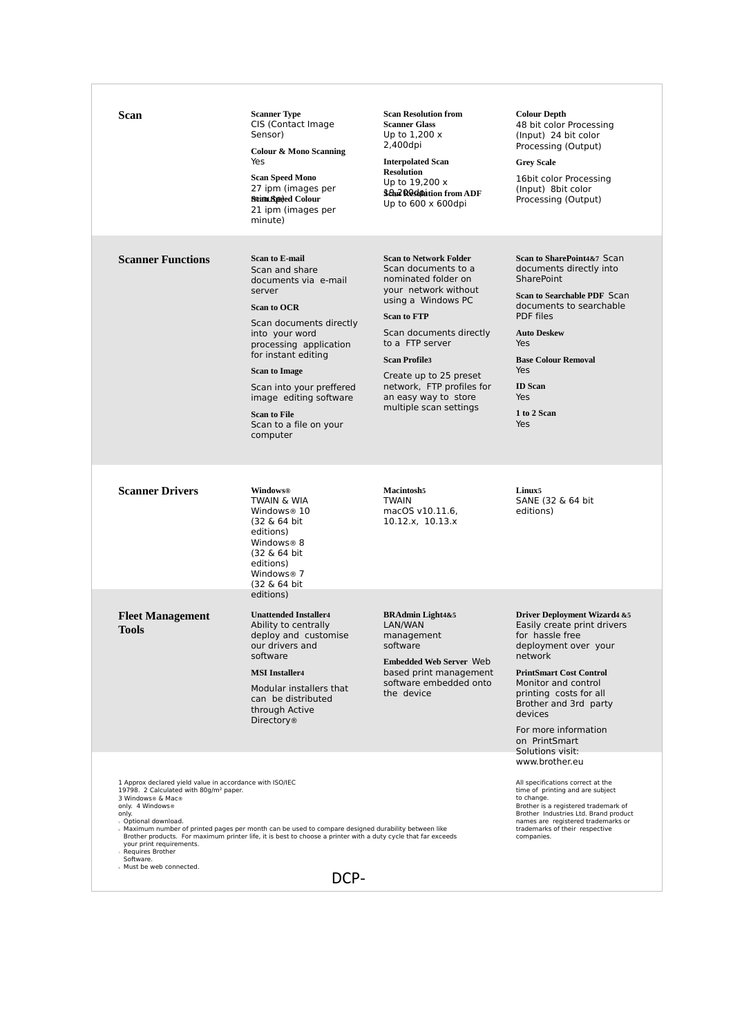## Scan

**Scanner Type**
CIS (Contact Image Sensor)

**Colour & Mono Scanning**
Yes

**Scan Speed Mono**
27 ipm (images per minute)

**Scan Speed Colour**
21 ipm (images per minute)

**Scan Resolution from Scanner Glass**
Up to 1,200 x 2,400dpi

**Interpolated Scan Resolution**
Up to 19,200 x 19,200dpi

**Scan Resolution from ADF**
Up to 600 x 600dpi

**Colour Depth**
48 bit color Processing (Input) 24 bit color Processing (Output)

**Grey Scale**
16bit color Processing (Input) 8bit color Processing (Output)

## Scanner Functions

**Scan to E-mail**
Scan and share documents via e-mail server

**Scan to OCR**
Scan documents directly into your word processing application for instant editing

**Scan to Image**
Scan into your preffered image editing software

**Scan to File**
Scan to a file on your computer

**Scan to Network Folder**
Scan documents to a nominated folder on your network without using a Windows PC

**Scan to FTP**
Scan documents directly to a FTP server

**Scan Profile3**
Create up to 25 preset network, FTP profiles for an easy way to store multiple scan settings

**Scan to SharePoint4&7** Scan documents directly into SharePoint

**Scan to Searchable PDF** Scan documents to searchable PDF files

**Auto Deskew**
Yes

**Base Colour Removal**
Yes

**ID Scan**
Yes

**1 to 2 Scan**
Yes

## Scanner Drivers

**Windows®**
TWAIN & WIA
Windows® 10 (32 & 64 bit editions)
Windows® 8 (32 & 64 bit editions)
Windows® 7 (32 & 64 bit editions)

**Macintosh5**
TWAIN
macOS v10.11.6, 10.12.x, 10.13.x

**Linux5**
SANE (32 & 64 bit editions)

## Fleet Management Tools

**Unattended Installer4**
Ability to centrally deploy and customise our drivers and software

**MSI Installer4**
Modular installers that can be distributed through Active Directory®

**BRAdmin Light4&5**
LAN/WAN management software

**Embedded Web Server** Web based print management software embedded onto the device

**Driver Deployment Wizard4 &5**
Easily create print drivers for hassle free deployment over your network

**PrintSmart Cost Control**
Monitor and control printing costs for all Brother and 3rd party devices

For more information on PrintSmart Solutions visit: www.brother.eu

1 Approx declared yield value in accordance with ISO/IEC 19798. 2 Calculated with 80g/m² paper. 3 Windows® & Mac® only. 4 Windows® only.
5 Optional download.
6 Maximum number of printed pages per month can be used to compare designed durability between like Brother products. For maximum printer life, it is best to choose a printer with a duty cycle that far exceeds your print requirements.
7 Requires Brother Software.
8 Must be web connected.

All specifications correct at the time of printing and are subject to change.
Brother is a registered trademark of Brother Industries Ltd. Brand product names are registered trademarks or trademarks of their respective companies.

DCP-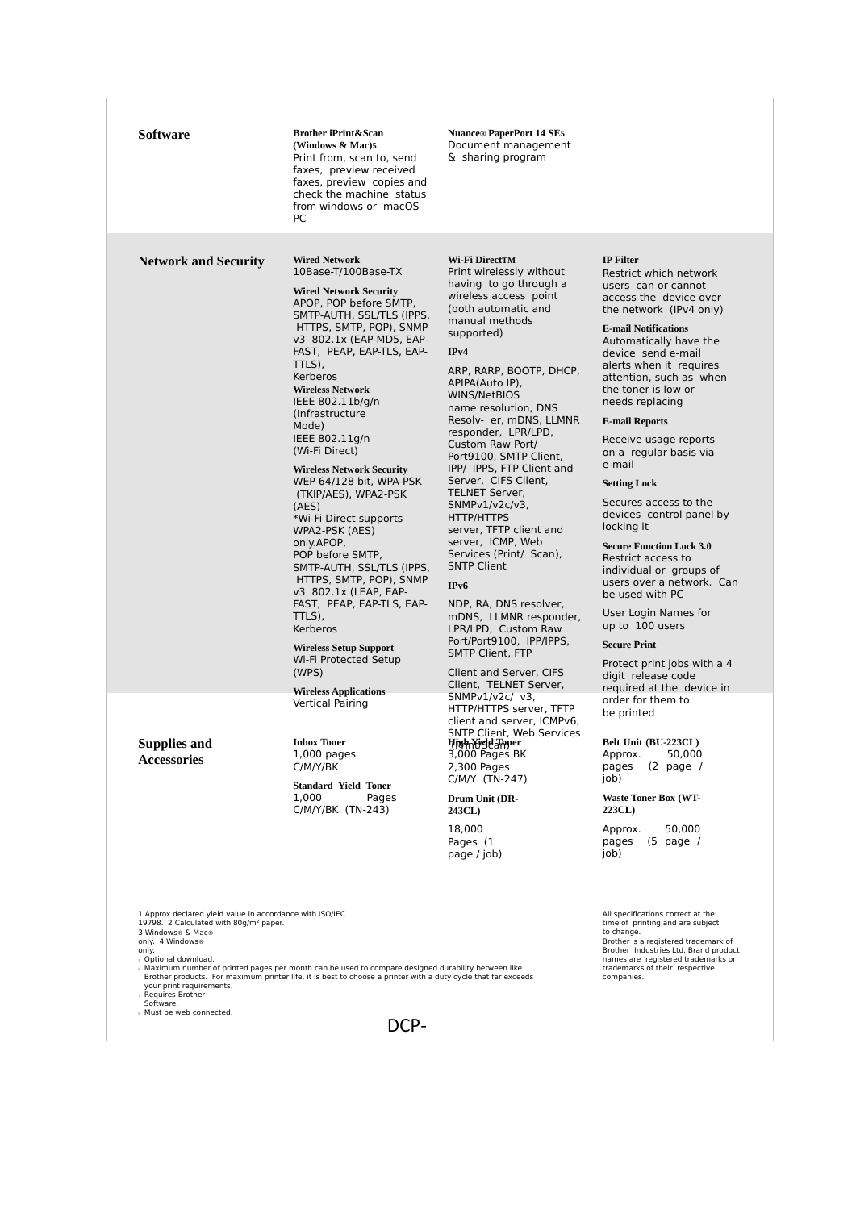## Software

**Brother iPrint&Scan (Windows & Mac)5**
Print from, scan to, send faxes, preview received faxes, preview copies and check the machine status from windows or macOS PC

**Nuance® PaperPort 14 SE5**
Document management & sharing program

## Network and Security

**Wired Network**
10Base-T/100Base-TX

**Wired Network Security**
APOP, POP before SMTP, SMTP-AUTH, SSL/TLS (IPPS, HTTPS, SMTP, POP), SNMP v3 802.1x (EAP-MD5, EAP-FAST, PEAP, EAP-TLS, EAP-TTLS),
Kerberos

**Wireless Network**
IEEE 802.11b/g/n (Infrastructure Mode)
IEEE 802.11g/n (Wi-Fi Direct)

**Wireless Network Security**
WEP 64/128 bit, WPA-PSK (TKIP/AES), WPA2-PSK (AES)
*Wi-Fi Direct supports WPA2-PSK (AES) only.APOP,
POP before SMTP, SMTP-AUTH, SSL/TLS (IPPS, HTTPS, SMTP, POP), SNMP v3 802.1x (LEAP, EAP-FAST, PEAP, EAP-TLS, EAP-TTLS),
Kerberos

**Wireless Setup Support**
Wi-Fi Protected Setup (WPS)

**Wireless Applications**
Vertical Pairing

**Wi-Fi Direct™**
Print wirelessly without having to go through a wireless access point (both automatic and manual methods supported)

**IPv4**

ARP, RARP, BOOTP, DHCP, APIPA(Auto IP), WINS/NetBIOS name resolution, DNS Resolv- er, mDNS, LLMNR responder, LPR/LPD, Custom Raw Port/ Port9100, SMTP Client, IPP/ IPPS, FTP Client and Server, CIFS Client, TELNET Server, SNMPv1/v2c/v3, HTTP/HTTPS server, TFTP client and server, ICMP, Web Services (Print/ Scan), SNTP Client

**IPv6**

NDP, RA, DNS resolver, mDNS, LLMNR responder, LPR/LPD, Custom Raw Port/Port9100, IPP/IPPS, SMTP Client, FTP

Client and Server, CIFS Client, TELNET Server, SNMPv1/v2c/ v3, HTTP/HTTPS server, TFTP client and server, ICMPv6, SNTP Client, Web Services (Print/Scan)

**IP Filter**
Restrict which network users can or cannot access the device over the network (IPv4 only)

**E-mail Notifications**
Automatically have the device send e-mail alerts when it requires attention, such as when the toner is low or needs replacing

**E-mail Reports**

Receive usage reports on a regular basis via e-mail

**Setting Lock**

Secures access to the devices control panel by locking it

**Secure Function Lock 3.0**
Restrict access to individual or groups of users over a network. Can be used with PC

User Login Names for up to 100 users

**Secure Print**

Protect print jobs with a 4 digit release code required at the device in order for them to be printed

## Supplies and Accessories

**Inbox Toner**
1,000 pages C/M/Y/BK

**Standard Yield Toner**
1,000 Pages C/M/Y/BK (TN-243)

**High Yield Toner**
3,000 Pages BK
2,300 Pages C/M/Y (TN-247)

**Drum Unit (DR-243CL)**

18,000 Pages (1 page / job)

**Belt Unit (BU-223CL)**
Approx. 50,000 pages (2 page / job)

**Waste Toner Box (WT-223CL)**

Approx. 50,000 pages (5 page / job)

1 Approx declared yield value in accordance with ISO/IEC 19798. 2 Calculated with 80g/m² paper.
3 Windows® & Mac® only. 4 Windows® only.
- Optional download.
- Maximum number of printed pages per month can be used to compare designed durability between like Brother products. For maximum printer life, it is best to choose a printer with a duty cycle that far exceeds your print requirements.
- Requires Brother Software.
- Must be web connected.

All specifications correct at the time of printing and are subject to change.
Brother is a registered trademark of Brother Industries Ltd. Brand product names are registered trademarks or trademarks of their respective companies.

DCP-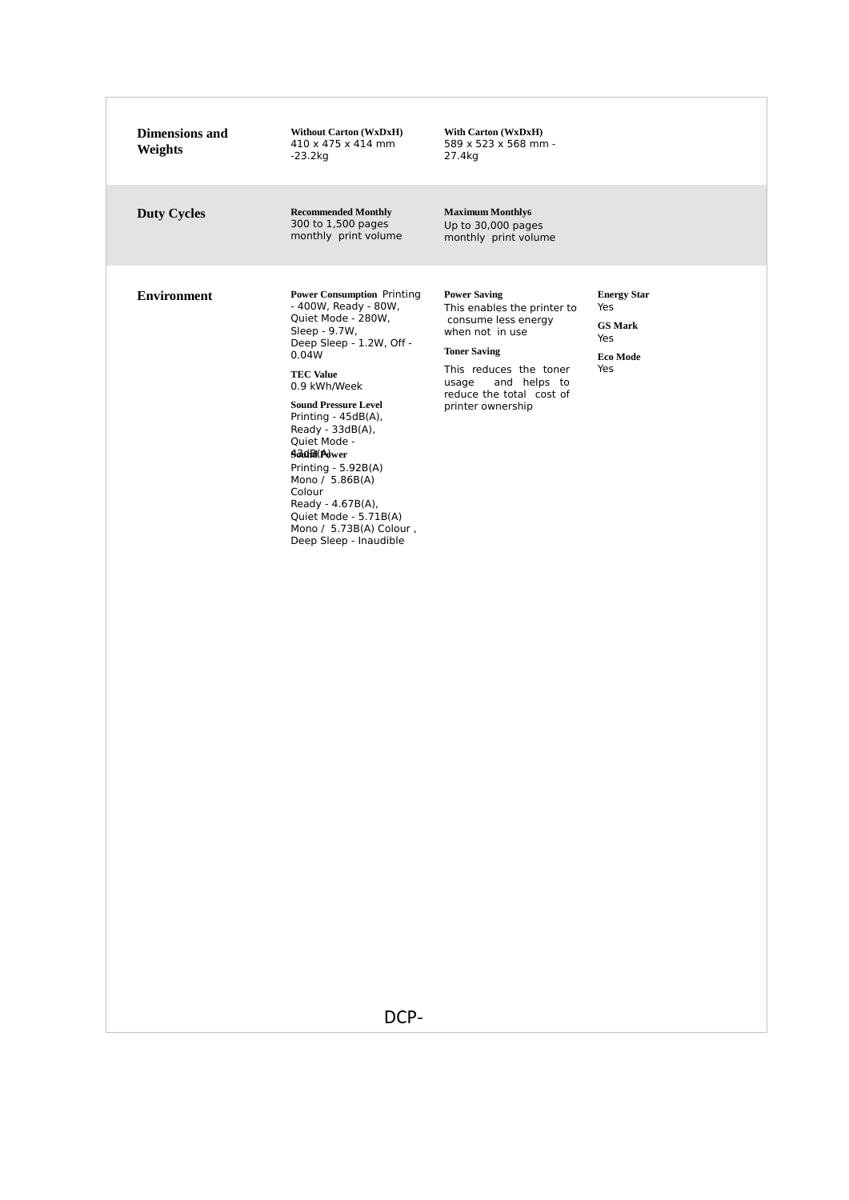| | | | |
|---|---|---|---|
| **Dimensions and Weights** | **Without Carton (WxDxH)**<br>410 x 475 x 414 mm -23.2kg | **With Carton (WxDxH)**<br>589 x 523 x 568 mm - 27.4kg | |
| **Duty Cycles** | **Recommended Monthly**<br>300 to 1,500 pages monthly print volume | **Maximum Monthly6**<br>Up to 30,000 pages monthly print volume | |
| **Environment** | **Power Consumption** Printing - 400W, Ready - 80W, Quiet Mode - 280W, Sleep - 9.7W, Deep Sleep - 1.2W, Off - 0.04W<br><br>**TEC Value**<br>0.9 kWh/Week<br><br>**Sound Pressure Level**<br>Printing - 45dB(A), Ready - 33dB(A), Quiet Mode - 43dB(A)<br><br>**Sound Power**<br>Printing - 5.92B(A) Mono / 5.86B(A) Colour<br>Ready - 4.67B(A),<br>Quiet Mode - 5.71B(A) Mono / 5.73B(A) Colour ,<br>Deep Sleep - Inaudible | **Power Saving**<br>This enables the printer to consume less energy when not in use<br><br>**Toner Saving**<br>This reduces the toner usage and helps to reduce the total cost of printer ownership | **Energy Star**<br>Yes<br><br>**GS Mark**<br>Yes<br><br>**Eco Mode**<br>Yes |

DCP-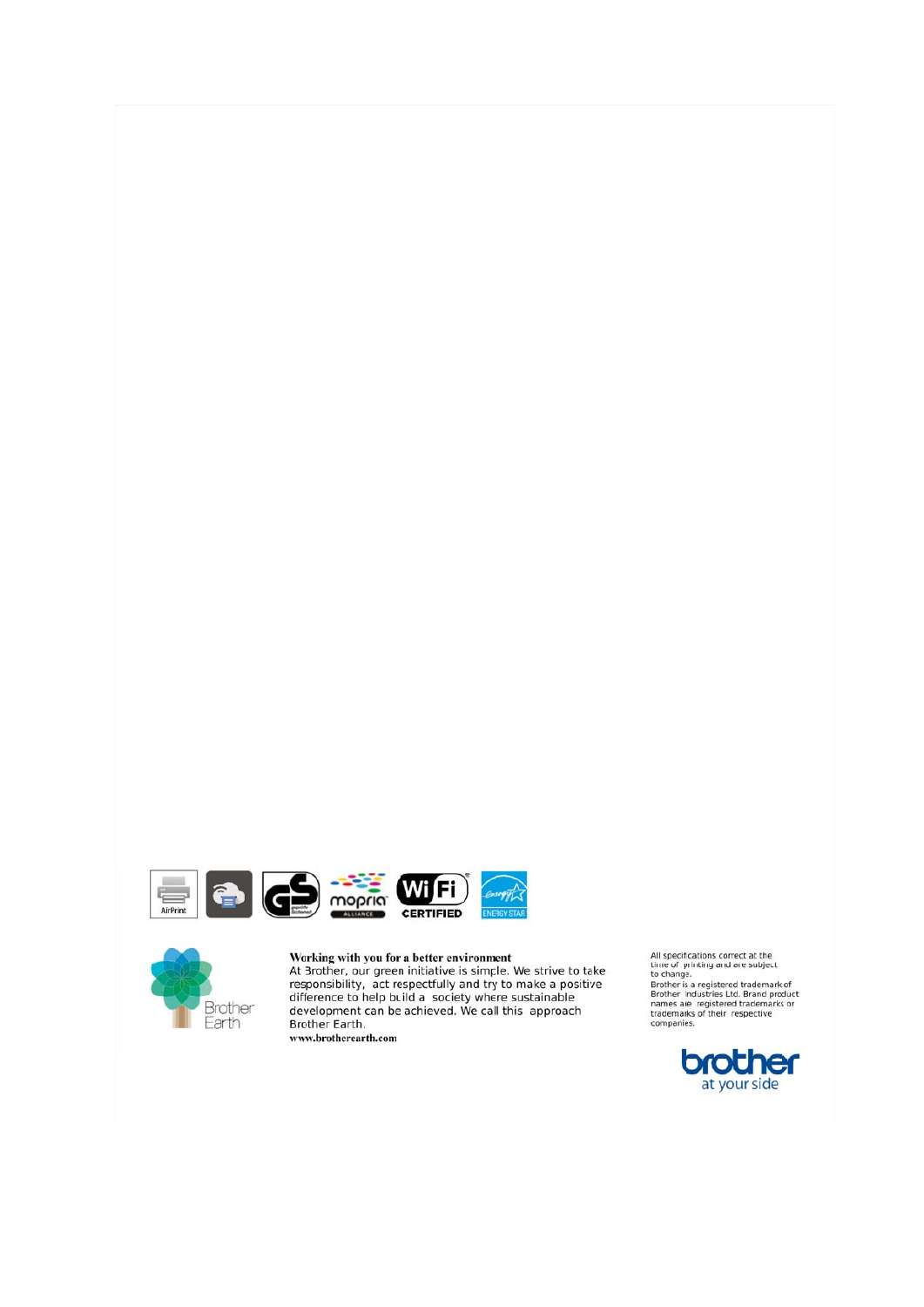AirPrint

Working with you for a better environment

At Brother, our green initiative is simple. We strive to take responsibility, act respectfully and try to make a positive difference to help build a society where sustainable development can be achieved. We call this approach Brother Earth.

www.brotherearth.com

All specifications correct at the time of printing and are subject to change.
Brother is a registered trademark of Brother Industries Ltd. Brand product names are registered trademarks or trademarks of their respective companies.

brother
at your side